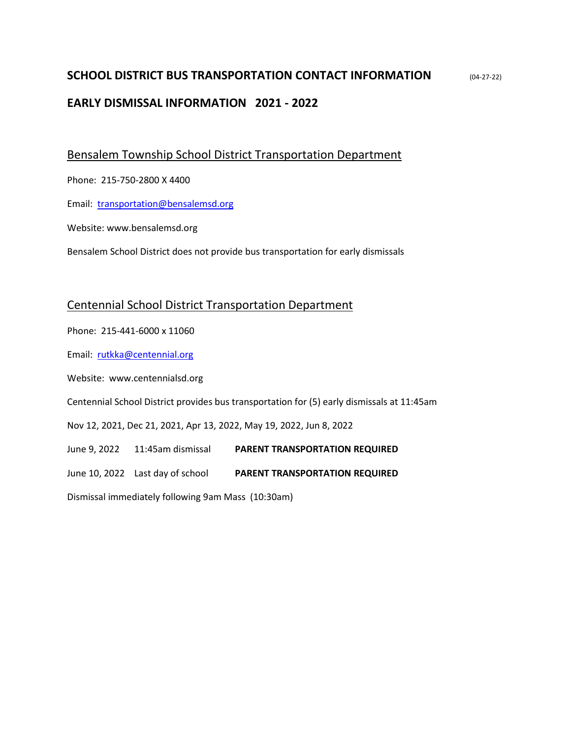# SCHOOL DISTRICT BUS TRANSPORTATION CONTACT INFORMATION (04-27-22)

# EARLY DISMISSAL INFORMATION 2021 - 2022

## Bensalem Township School District Transportation Department

Phone: 215-750-2800 X 4400

Email: transportation@bensalemsd.org

Website: www.bensalemsd.org

Bensalem School District does not provide bus transportation for early dismissals

## Centennial School District Transportation Department

Phone: 215-441-6000 x 11060

Email: rutkka@centennial.org

Website: www.centennialsd.org

Centennial School District provides bus transportation for (5) early dismissals at 11:45am

Nov 12, 2021, Dec 21, 2021, Apr 13, 2022, May 19, 2022, Jun 8, 2022

| | | |
|---|---|---|
| June 9, 2022 | 11:45am dismissal | **PARENT TRANSPORTATION REQUIRED** |
| June 10, 2022 | Last day of school | **PARENT TRANSPORTATION REQUIRED** |

Dismissal immediately following 9am Mass (10:30am)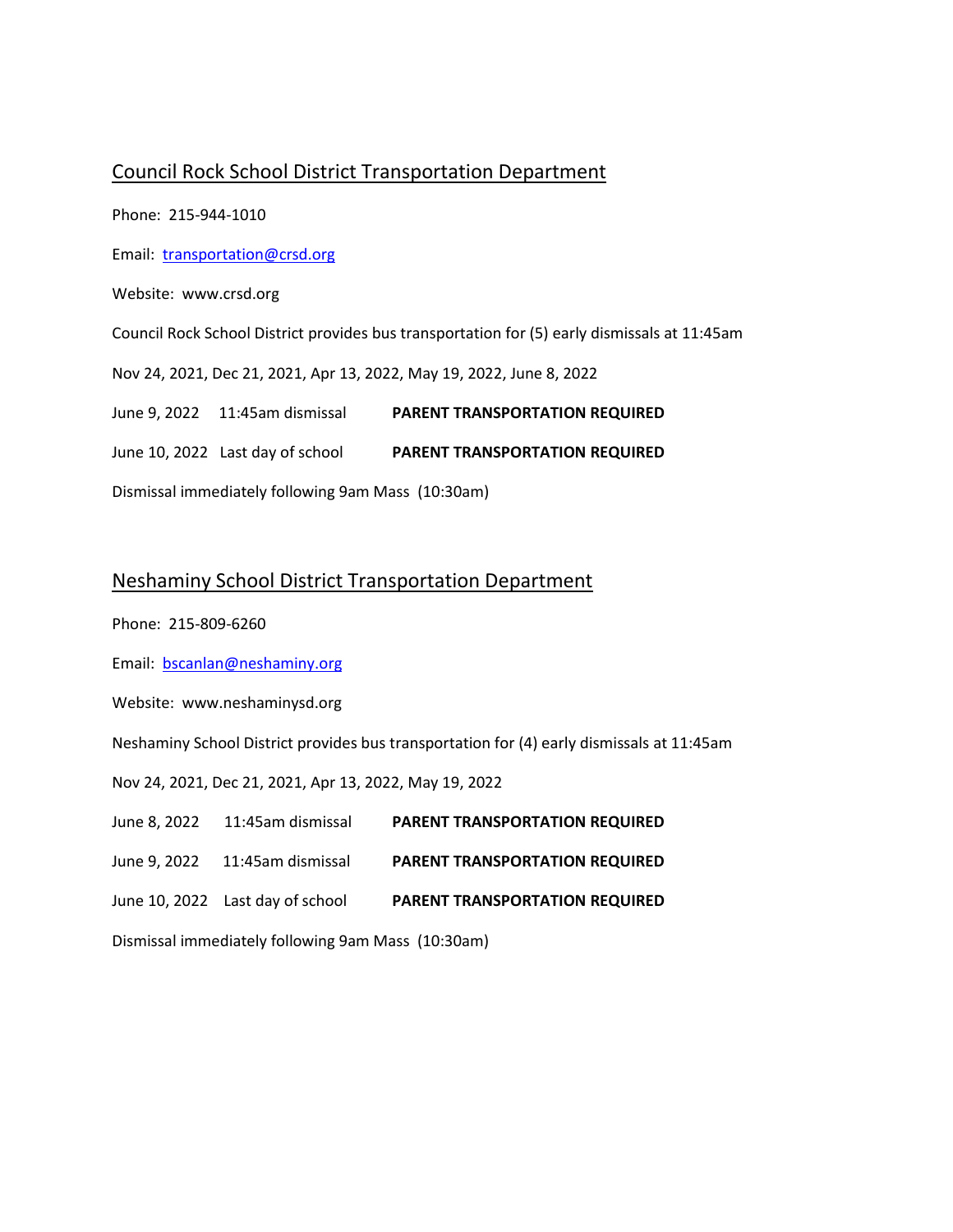## Council Rock School District Transportation Department

Phone: 215-944-1010

Email: transportation@crsd.org

Website: www.crsd.org

Council Rock School District provides bus transportation for (5) early dismissals at 11:45am

Nov 24, 2021, Dec 21, 2021, Apr 13, 2022, May 19, 2022, June 8, 2022

June 9, 2022 11:45am dismissal **PARENT TRANSPORTATION REQUIRED**

June 10, 2022 Last day of school **PARENT TRANSPORTATION REQUIRED**

Dismissal immediately following 9am Mass (10:30am)

## Neshaminy School District Transportation Department

Phone: 215-809-6260

Email: bscanlan@neshaminy.org

Website: www.neshaminysd.org

Neshaminy School District provides bus transportation for (4) early dismissals at 11:45am

Nov 24, 2021, Dec 21, 2021, Apr 13, 2022, May 19, 2022

June 8, 2022 11:45am dismissal **PARENT TRANSPORTATION REQUIRED**

June 9, 2022 11:45am dismissal **PARENT TRANSPORTATION REQUIRED**

June 10, 2022 Last day of school **PARENT TRANSPORTATION REQUIRED**

Dismissal immediately following 9am Mass (10:30am)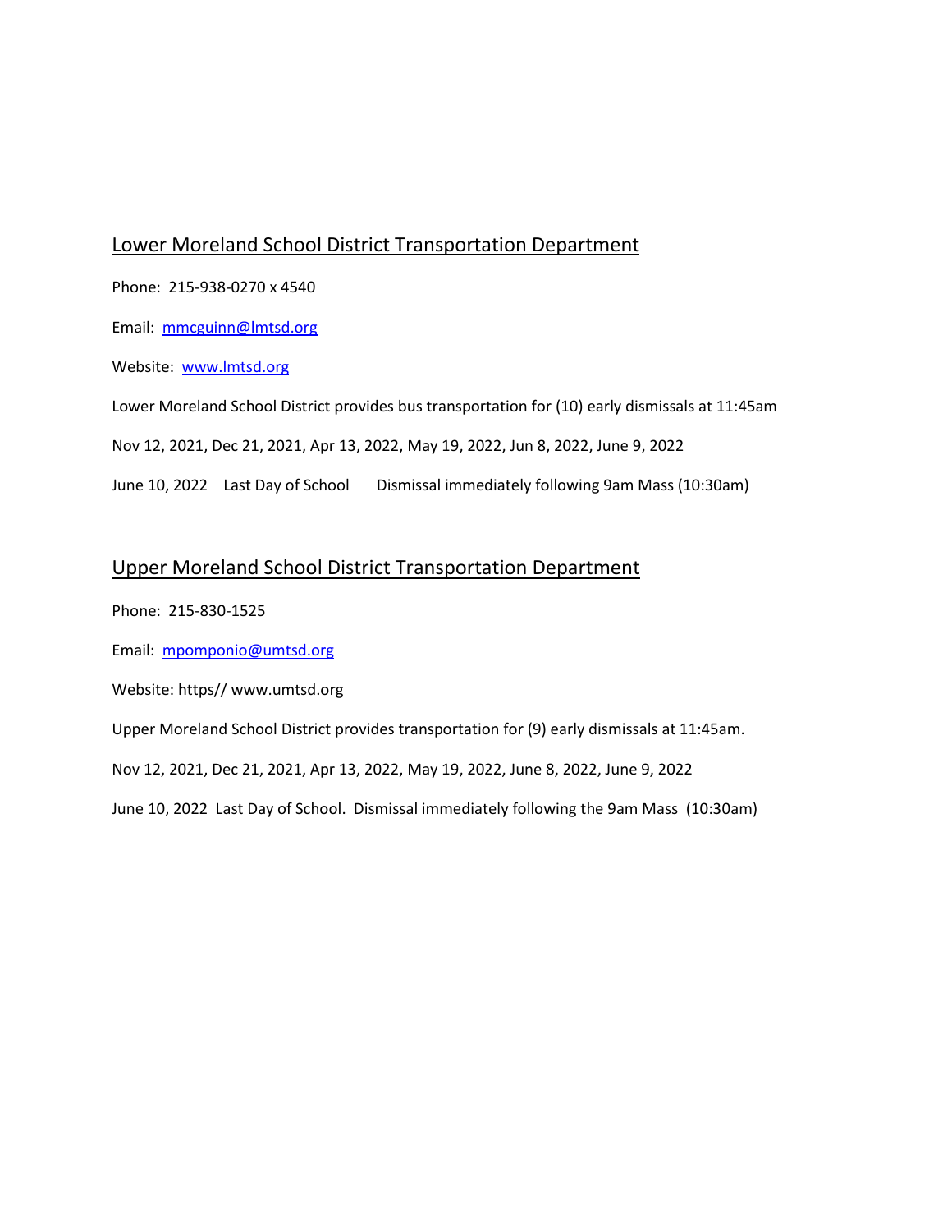## Lower Moreland School District Transportation Department

Phone: 215-938-0270 x 4540

Email: mmcguinn@lmtsd.org

Website: www.lmtsd.org

Lower Moreland School District provides bus transportation for (10) early dismissals at 11:45am

Nov 12, 2021, Dec 21, 2021, Apr 13, 2022, May 19, 2022, Jun 8, 2022, June 9, 2022

June 10, 2022 Last Day of School Dismissal immediately following 9am Mass (10:30am)

## Upper Moreland School District Transportation Department

Phone: 215-830-1525

Email: mpomponio@umtsd.org

Website: https// www.umtsd.org

Upper Moreland School District provides transportation for (9) early dismissals at 11:45am.

Nov 12, 2021, Dec 21, 2021, Apr 13, 2022, May 19, 2022, June 8, 2022, June 9, 2022

June 10, 2022 Last Day of School. Dismissal immediately following the 9am Mass (10:30am)